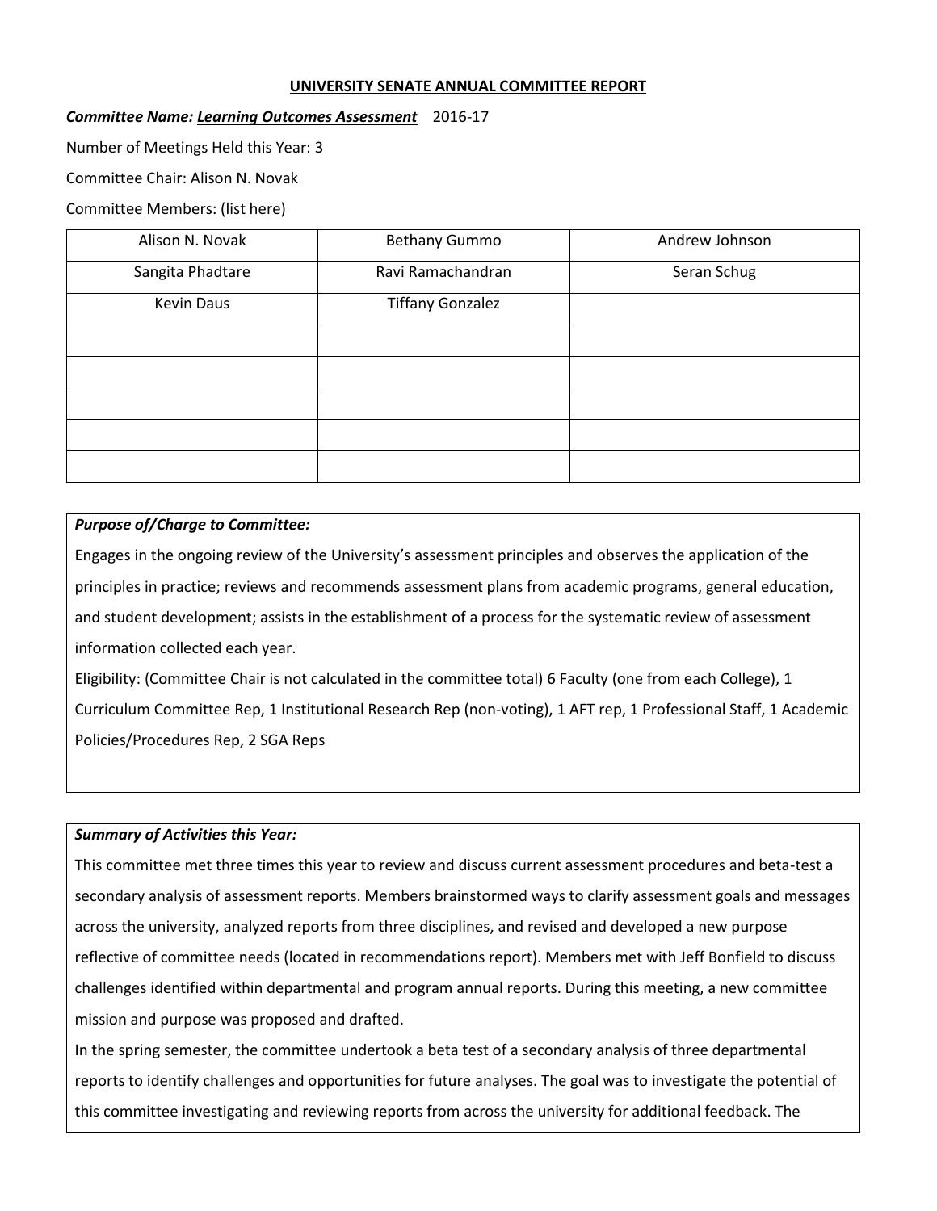# UNIVERSITY SENATE ANNUAL COMMITTEE REPORT

***Committee Name: Learning Outcomes Assessment*** 2016-17

Number of Meetings Held this Year: 3

Committee Chair: Alison N. Novak

Committee Members: (list here)

| | | |
|---|---|---|
| Alison N. Novak | Bethany Gummo | Andrew Johnson |
| Sangita Phadtare | Ravi Ramachandran | Seran Schug |
| Kevin Daus | Tiffany Gonzalez | |
| | | |
| | | |
| | | |
| | | |
| | | |

***Purpose of/Charge to Committee:***

Engages in the ongoing review of the University's assessment principles and observes the application of the principles in practice; reviews and recommends assessment plans from academic programs, general education, and student development; assists in the establishment of a process for the systematic review of assessment information collected each year.

Eligibility: (Committee Chair is not calculated in the committee total) 6 Faculty (one from each College), 1 Curriculum Committee Rep, 1 Institutional Research Rep (non-voting), 1 AFT rep, 1 Professional Staff, 1 Academic Policies/Procedures Rep, 2 SGA Reps

***Summary of Activities this Year:***

This committee met three times this year to review and discuss current assessment procedures and beta-test a secondary analysis of assessment reports. Members brainstormed ways to clarify assessment goals and messages across the university, analyzed reports from three disciplines, and revised and developed a new purpose reflective of committee needs (located in recommendations report). Members met with Jeff Bonfield to discuss challenges identified within departmental and program annual reports. During this meeting, a new committee mission and purpose was proposed and drafted.

In the spring semester, the committee undertook a beta test of a secondary analysis of three departmental reports to identify challenges and opportunities for future analyses. The goal was to investigate the potential of this committee investigating and reviewing reports from across the university for additional feedback. The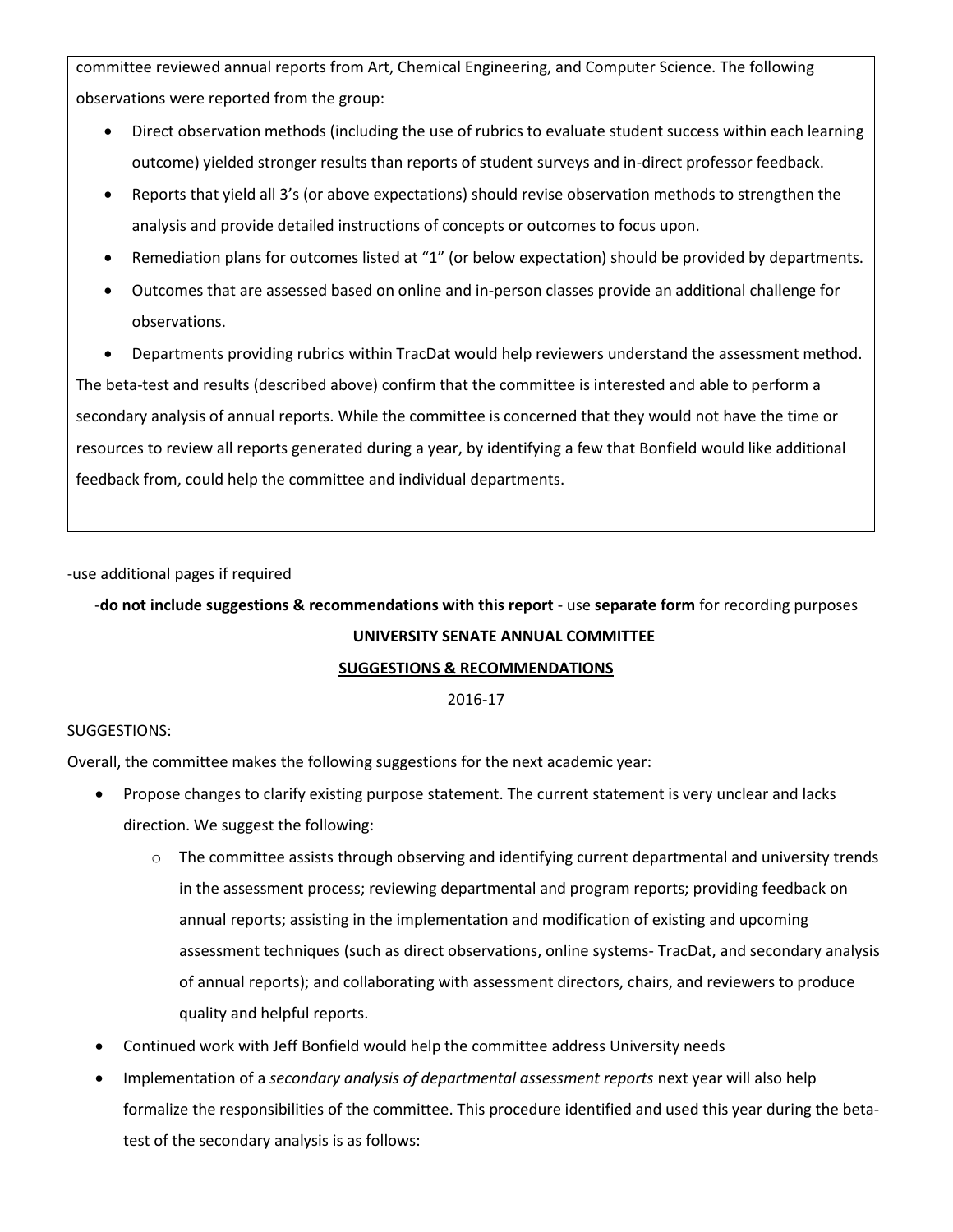committee reviewed annual reports from Art, Chemical Engineering, and Computer Science. The following observations were reported from the group:

- Direct observation methods (including the use of rubrics to evaluate student success within each learning outcome) yielded stronger results than reports of student surveys and in-direct professor feedback.
- Reports that yield all 3's (or above expectations) should revise observation methods to strengthen the analysis and provide detailed instructions of concepts or outcomes to focus upon.
- Remediation plans for outcomes listed at "1" (or below expectation) should be provided by departments.
- Outcomes that are assessed based on online and in-person classes provide an additional challenge for observations.
- Departments providing rubrics within TracDat would help reviewers understand the assessment method.

The beta-test and results (described above) confirm that the committee is interested and able to perform a secondary analysis of annual reports. While the committee is concerned that they would not have the time or resources to review all reports generated during a year, by identifying a few that Bonfield would like additional feedback from, could help the committee and individual departments.

-use additional pages if required

-**do not include suggestions & recommendations with this report** - use **separate form** for recording purposes

**UNIVERSITY SENATE ANNUAL COMMITTEE**

**SUGGESTIONS & RECOMMENDATIONS**

2016-17

SUGGESTIONS:

Overall, the committee makes the following suggestions for the next academic year:

- Propose changes to clarify existing purpose statement. The current statement is very unclear and lacks direction. We suggest the following:
    - The committee assists through observing and identifying current departmental and university trends in the assessment process; reviewing departmental and program reports; providing feedback on annual reports; assisting in the implementation and modification of existing and upcoming assessment techniques (such as direct observations, online systems- TracDat, and secondary analysis of annual reports); and collaborating with assessment directors, chairs, and reviewers to produce quality and helpful reports.
- Continued work with Jeff Bonfield would help the committee address University needs
- Implementation of a *secondary analysis of departmental assessment reports* next year will also help formalize the responsibilities of the committee. This procedure identified and used this year during the beta-test of the secondary analysis is as follows: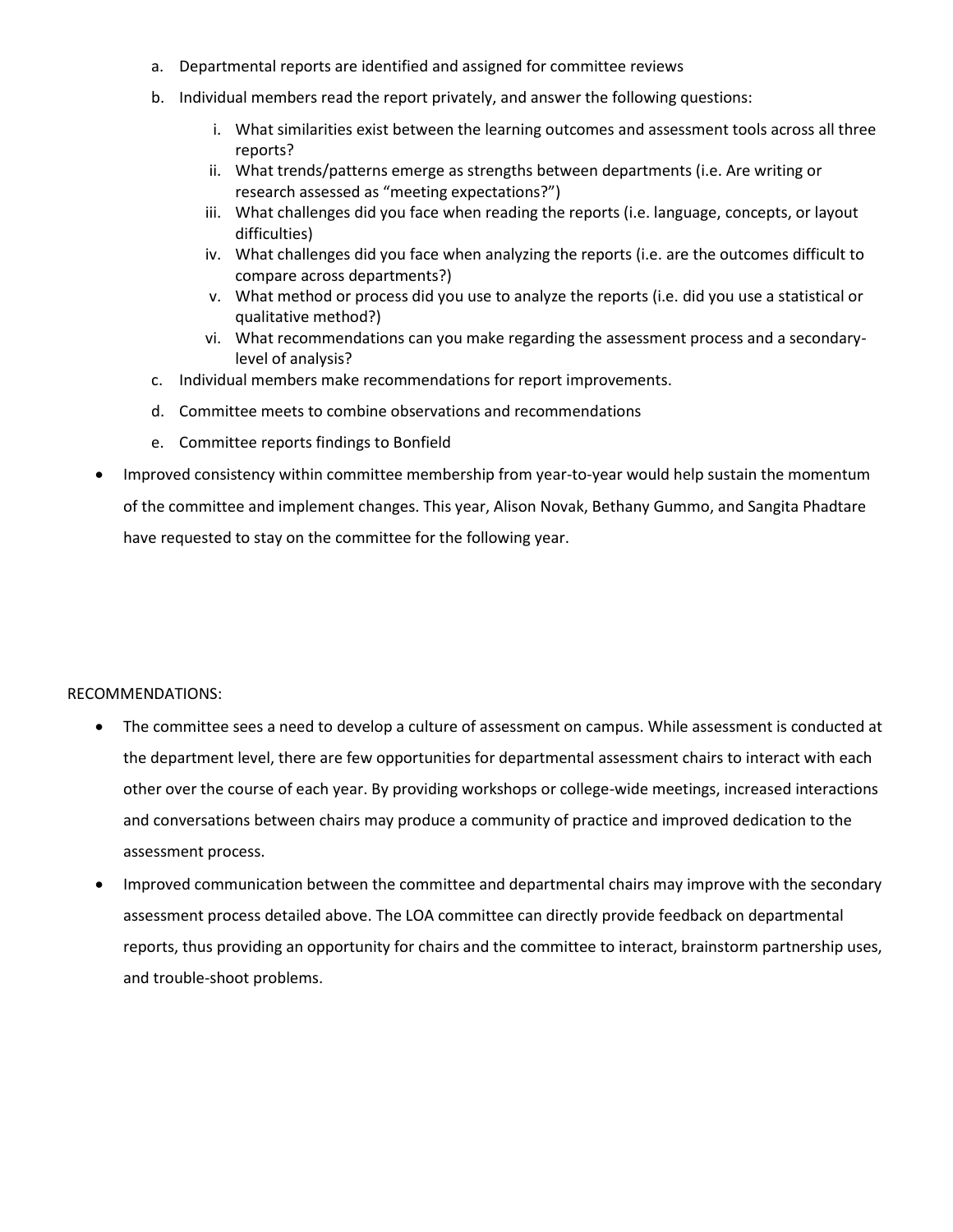a. Departmental reports are identified and assigned for committee reviews
   b. Individual members read the report privately, and answer the following questions:
      i. What similarities exist between the learning outcomes and assessment tools across all three reports?
      ii. What trends/patterns emerge as strengths between departments (i.e. Are writing or research assessed as "meeting expectations?")
      iii. What challenges did you face when reading the reports (i.e. language, concepts, or layout difficulties)
      iv. What challenges did you face when analyzing the reports (i.e. are the outcomes difficult to compare across departments?)
      v. What method or process did you use to analyze the reports (i.e. did you use a statistical or qualitative method?)
      vi. What recommendations can you make regarding the assessment process and a secondary-level of analysis?
   c. Individual members make recommendations for report improvements.
   d. Committee meets to combine observations and recommendations
   e. Committee reports findings to Bonfield

- Improved consistency within committee membership from year-to-year would help sustain the momentum of the committee and implement changes. This year, Alison Novak, Bethany Gummo, and Sangita Phadtare have requested to stay on the committee for the following year.

RECOMMENDATIONS:

- The committee sees a need to develop a culture of assessment on campus. While assessment is conducted at the department level, there are few opportunities for departmental assessment chairs to interact with each other over the course of each year. By providing workshops or college-wide meetings, increased interactions and conversations between chairs may produce a community of practice and improved dedication to the assessment process.
- Improved communication between the committee and departmental chairs may improve with the secondary assessment process detailed above. The LOA committee can directly provide feedback on departmental reports, thus providing an opportunity for chairs and the committee to interact, brainstorm partnership uses, and trouble-shoot problems.